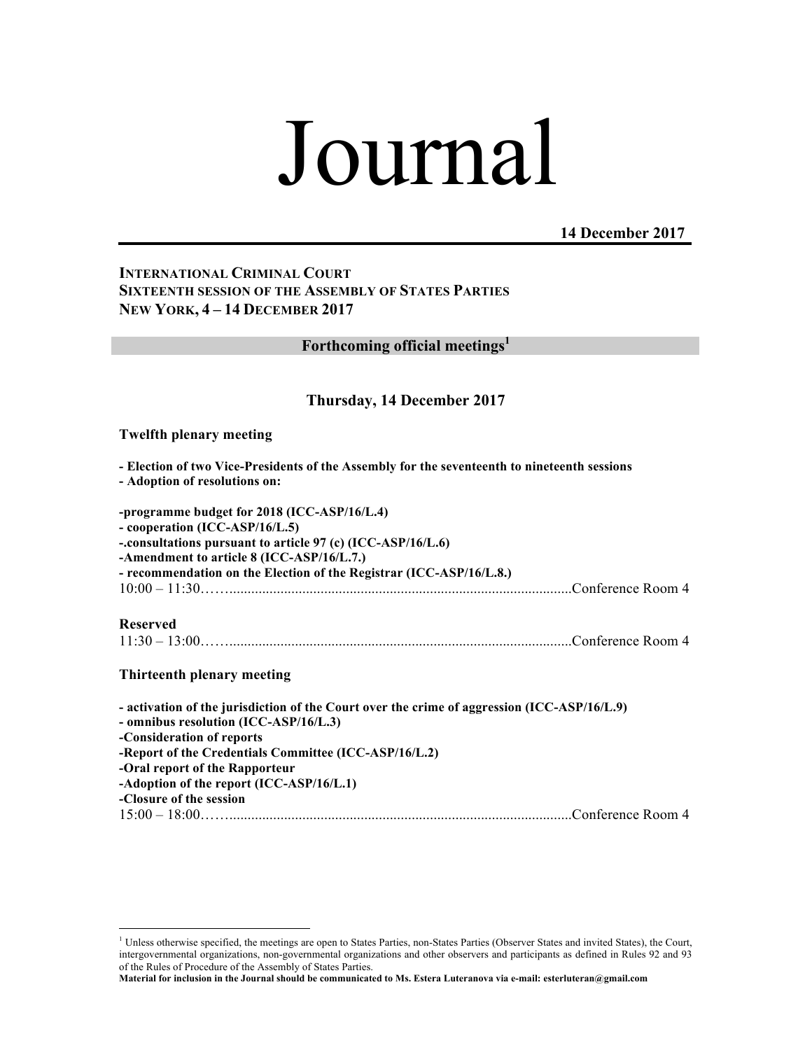# Journal

**14 December 2017**

**INTERNATIONAL CRIMINAL COURT**
**SIXTEENTH SESSION OF THE ASSEMBLY OF STATES PARTIES**
**NEW YORK, 4 – 14 DECEMBER 2017**

## Forthcoming official meetings[1]

### Thursday, 14 December 2017

**Twelfth plenary meeting**

**- Election of two Vice-Presidents of the Assembly for the seventeenth to nineteenth sessions**
**- Adoption of resolutions on:**

**-programme budget for 2018 (ICC-ASP/16/L.4)**
**- cooperation (ICC-ASP/16/L.5)**
**-.consultations pursuant to article 97 (c) (ICC-ASP/16/L.6)**
**-Amendment to article 8 (ICC-ASP/16/L.7.)**
**- recommendation on the Election of the Registrar (ICC-ASP/16/L.8.)**
10:00 – 11:30……............................................................................................Conference Room 4

**Reserved**
11:30 – 13:00……............................................................................................Conference Room 4

**Thirteenth plenary meeting**

**- activation of the jurisdiction of the Court over the crime of aggression (ICC-ASP/16/L.9)**
**- omnibus resolution (ICC-ASP/16/L.3)**
**-Consideration of reports**
**-Report of the Credentials Committee (ICC-ASP/16/L.2)**
**-Oral report of the Rapporteur**
**-Adoption of the report (ICC-ASP/16/L.1)**
**-Closure of the session**
15:00 – 18:00……............................................................................................Conference Room 4

---

[1] Unless otherwise specified, the meetings are open to States Parties, non-States Parties (Observer States and invited States), the Court, intergovernmental organizations, non-governmental organizations and other observers and participants as defined in Rules 92 and 93 of the Rules of Procedure of the Assembly of States Parties.

**Material for inclusion in the Journal should be communicated to Ms. Estera Luteranova via e-mail: esterluteran@gmail.com**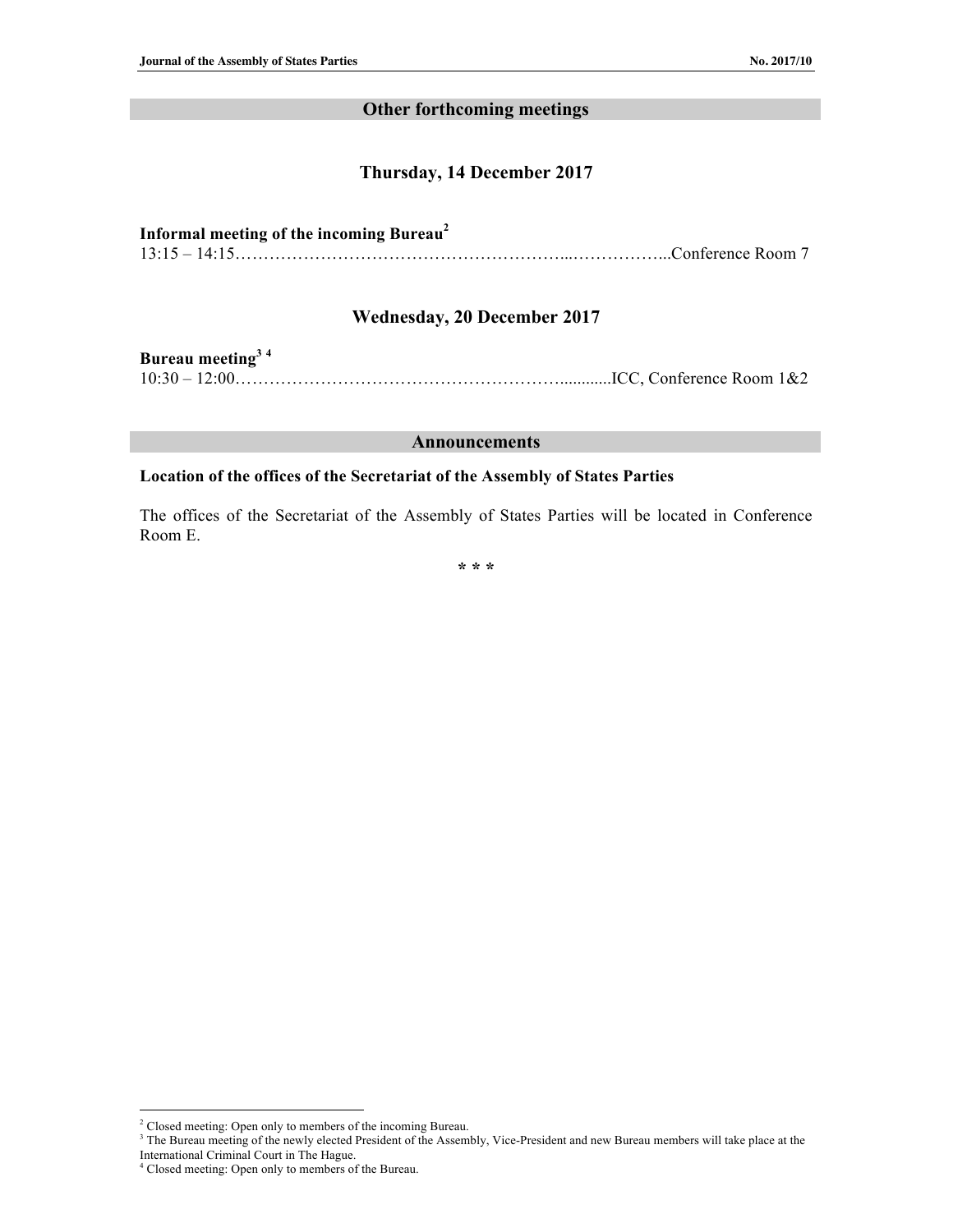## Other forthcoming meetings

### Thursday, 14 December 2017

**Informal meeting of the incoming Bureau**[2]

13:15 – 14:15……………………………………………………...……………...Conference Room 7

### Wednesday, 20 December 2017

**Bureau meeting**[3] [4]

10:30 – 12:00…………………………………………………............ICC, Conference Room 1&2

## Announcements

**Location of the offices of the Secretariat of the Assembly of States Parties**

The offices of the Secretariat of the Assembly of States Parties will be located in Conference Room E.

\* \* \*

---

[2] Closed meeting: Open only to members of the incoming Bureau.

[3] The Bureau meeting of the newly elected President of the Assembly, Vice-President and new Bureau members will take place at the International Criminal Court in The Hague.

[4] Closed meeting: Open only to members of the Bureau.